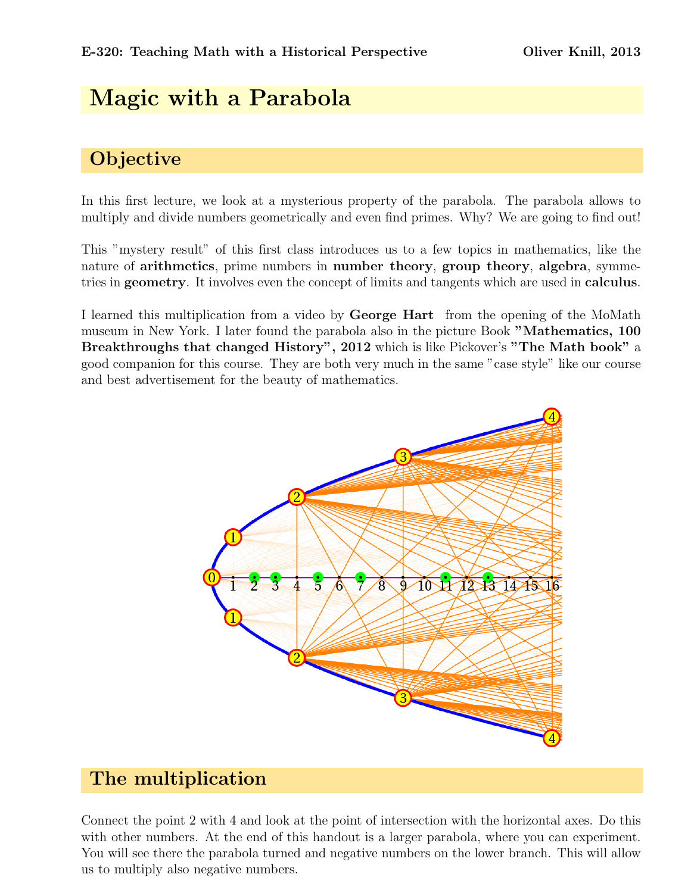# Magic with a Parabola

## Objective

In this first lecture, we look at a mysterious property of the parabola. The parabola allows to multiply and divide numbers geometrically and even find primes. Why? We are going to find out!

This "mystery result" of this first class introduces us to a few topics in mathematics, like the nature of **arithmetics**, prime numbers in **number theory**, **group theory**, **algebra**, symmetries in **geometry**. It involves even the concept of limits and tangents which are used in **calculus**.

I learned this multiplication from a video by **George Hart** from the opening of the MoMath museum in New York. I later found the parabola also in the picture Book **"Mathematics, 100 Breakthroughs that changed History", 2012** which is like Pickover's **"The Math book"** a good companion for this course. They are both very much in the same "case style" like our course and best advertisement for the beauty of mathematics.

## The multiplication

Connect the point 2 with 4 and look at the point of intersection with the horizontal axes. Do this with other numbers. At the end of this handout is a larger parabola, where you can experiment. You will see there the parabola turned and negative numbers on the lower branch. This will allow us to multiply also negative numbers.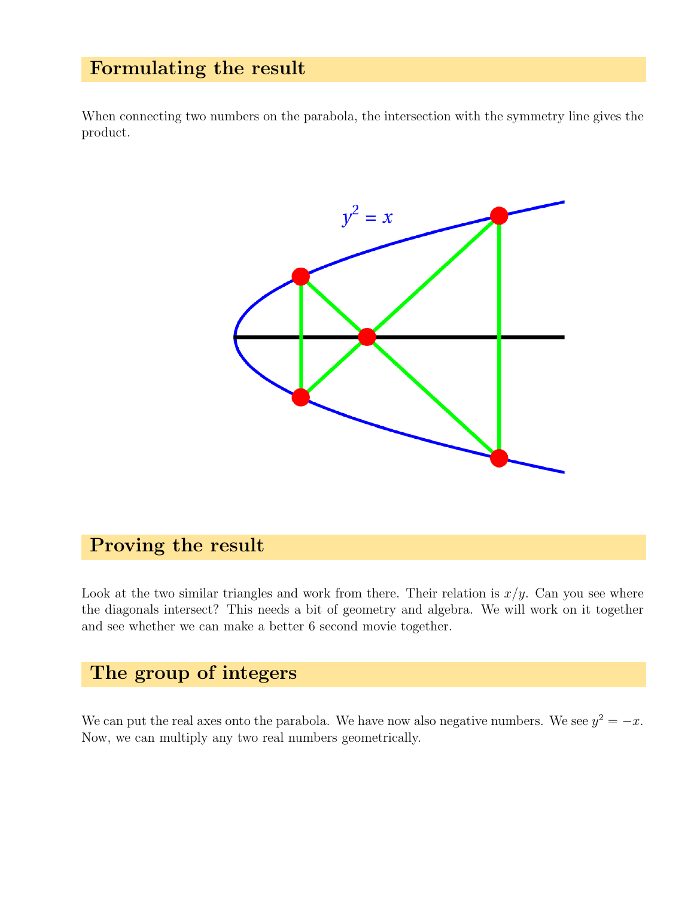## Formulating the result

When connecting two numbers on the parabola, the intersection with the symmetry line gives the product.

## Proving the result

Look at the two similar triangles and work from there. Their relation is $x/y$. Can you see where the diagonals intersect? This needs a bit of geometry and algebra. We will work on it together and see whether we can make a better 6 second movie together.

## The group of integers

We can put the real axes onto the parabola. We have now also negative numbers. We see $y^2 = -x$. Now, we can multiply any two real numbers geometrically.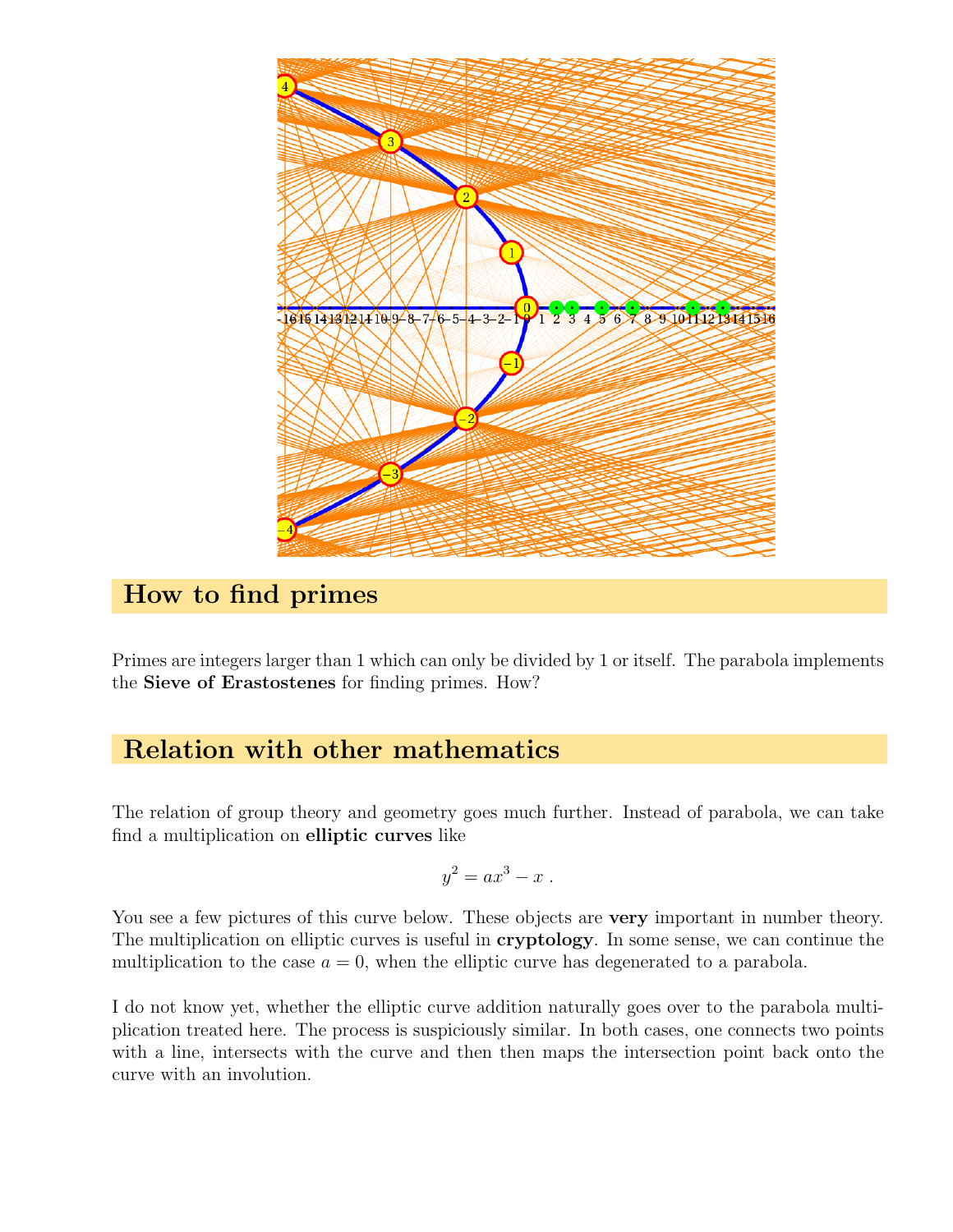## How to find primes

Primes are integers larger than 1 which can only be divided by 1 or itself. The parabola implements the **Sieve of Erastostenes** for finding primes. How?

## Relation with other mathematics

The relation of group theory and geometry goes much further. Instead of parabola, we can take find a multiplication on **elliptic curves** like

$$y^2 = ax^3 - x \; .$$

You see a few pictures of this curve below. These objects are **very** important in number theory. The multiplication on elliptic curves is useful in **cryptology**. In some sense, we can continue the multiplication to the case $a = 0$, when the elliptic curve has degenerated to a parabola.

I do not know yet, whether the elliptic curve addition naturally goes over to the parabola multiplication treated here. The process is suspiciously similar. In both cases, one connects two points with a line, intersects with the curve and then then maps the intersection point back onto the curve with an involution.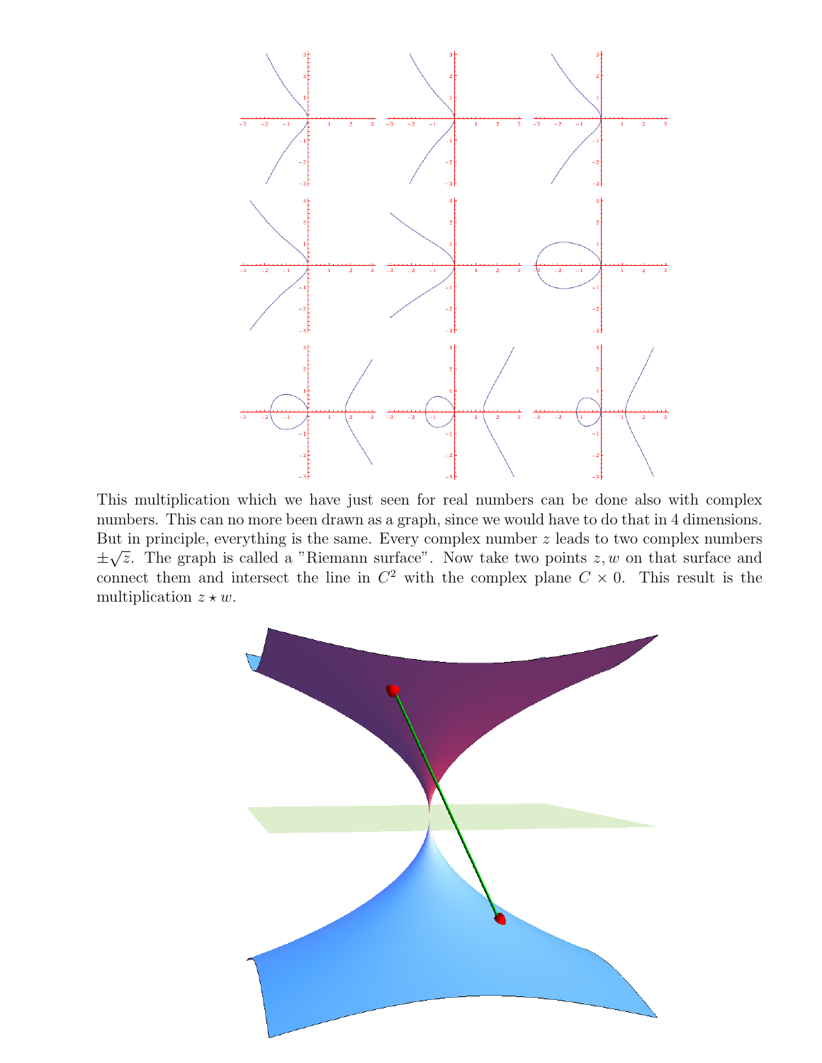This multiplication which we have just seen for real numbers can be done also with complex numbers. This can no more been drawn as a graph, since we would have to do that in 4 dimensions. But in principle, everything is the same. Every complex number $z$ leads to two complex numbers $\pm\sqrt{z}$. The graph is called a "Riemann surface". Now take two points $z, w$ on that surface and connect them and intersect the line in $C^2$ with the complex plane $C \times 0$. This result is the multiplication $z \star w$.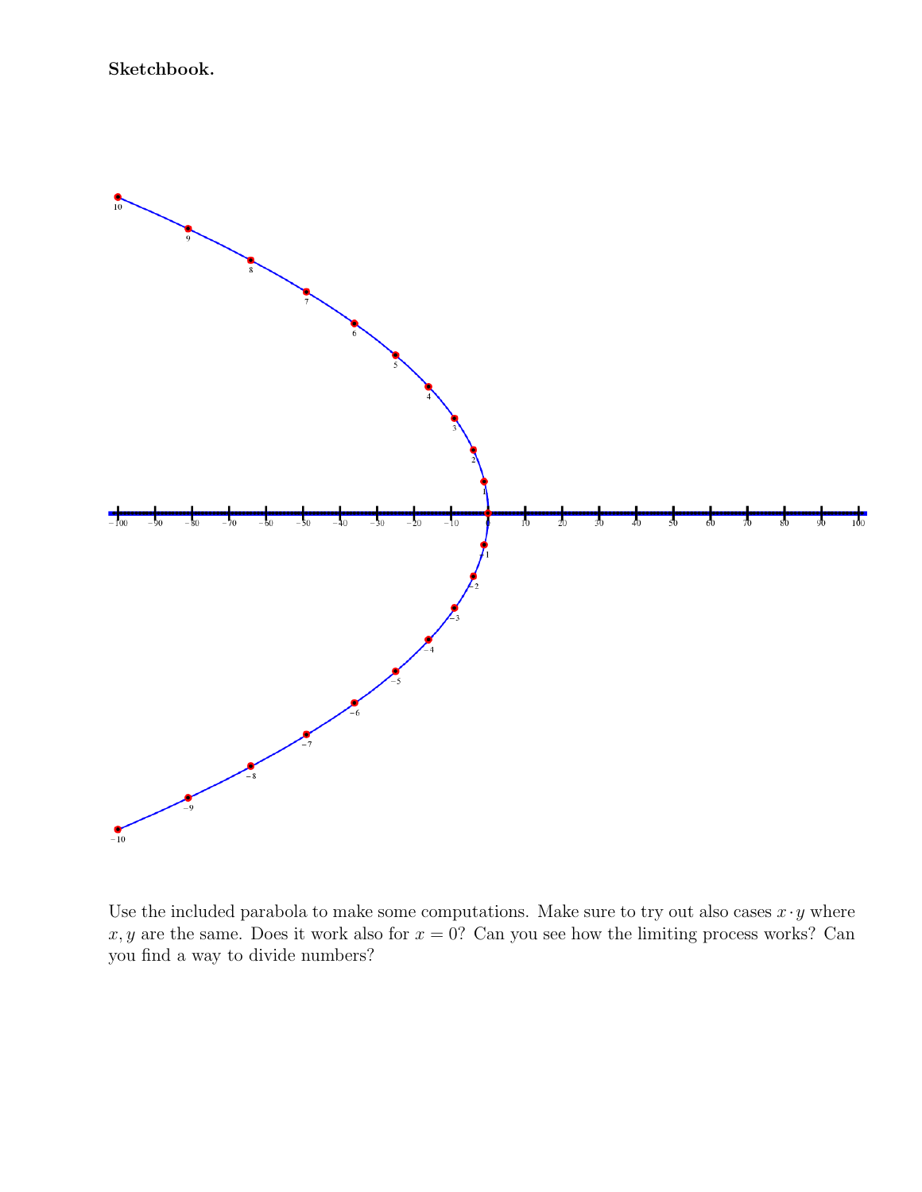**Sketchbook.**

Use the included parabola to make some computations. Make sure to try out also cases $x \cdot y$ where $x, y$ are the same. Does it work also for $x = 0$? Can you see how the limiting process works? Can you find a way to divide numbers?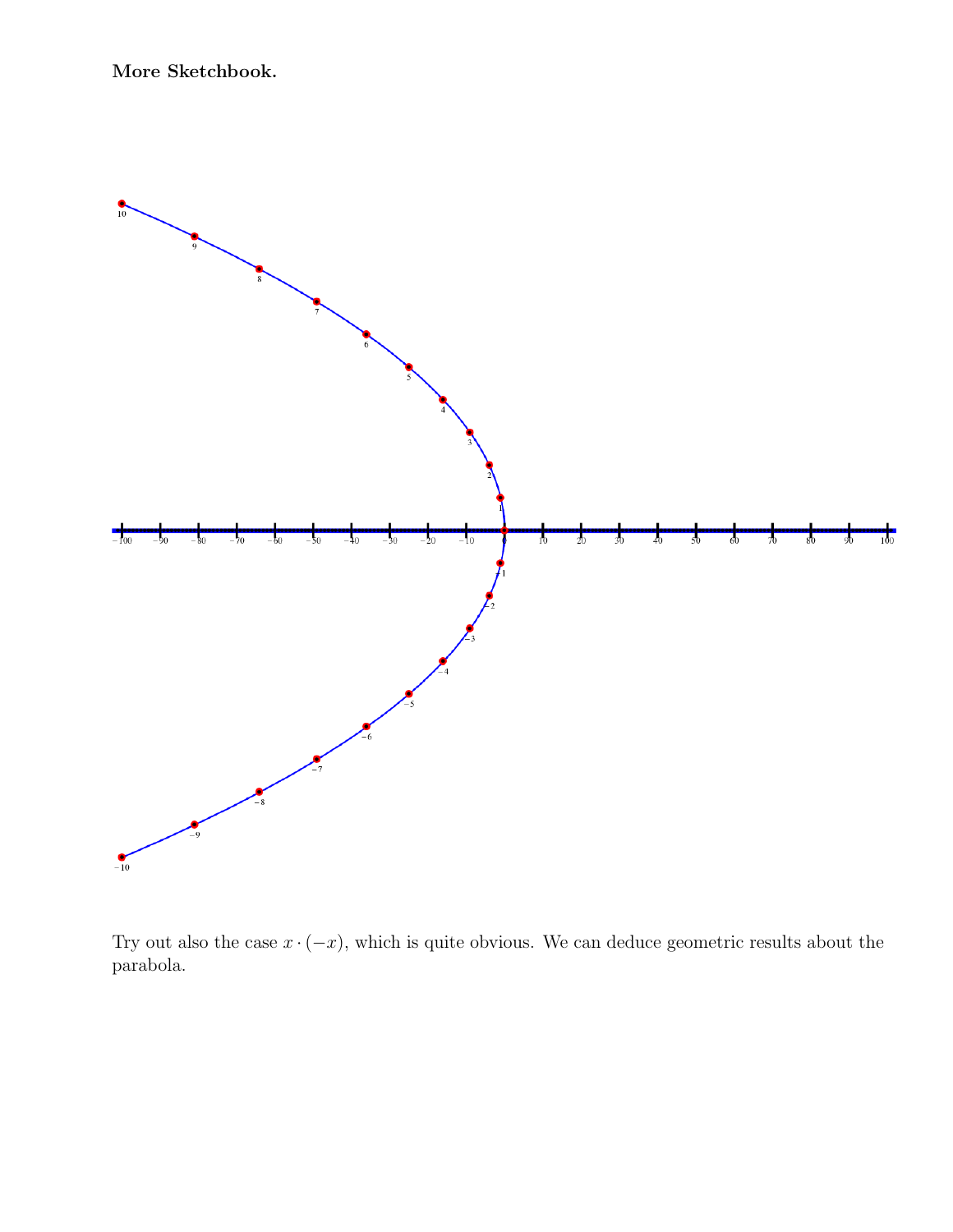**More Sketchbook.**

10
9
8
7
6
5
4
3
2
1
−1
−2
−3
−4
−5
−6
−7
−8
−9
−10

−100 −90 −80 −70 −60 −50 −40 −30 −20 −10 0 10 20 30 40 50 60 70 80 90 100

Try out also the case $x \cdot (-x)$, which is quite obvious. We can deduce geometric results about the parabola.